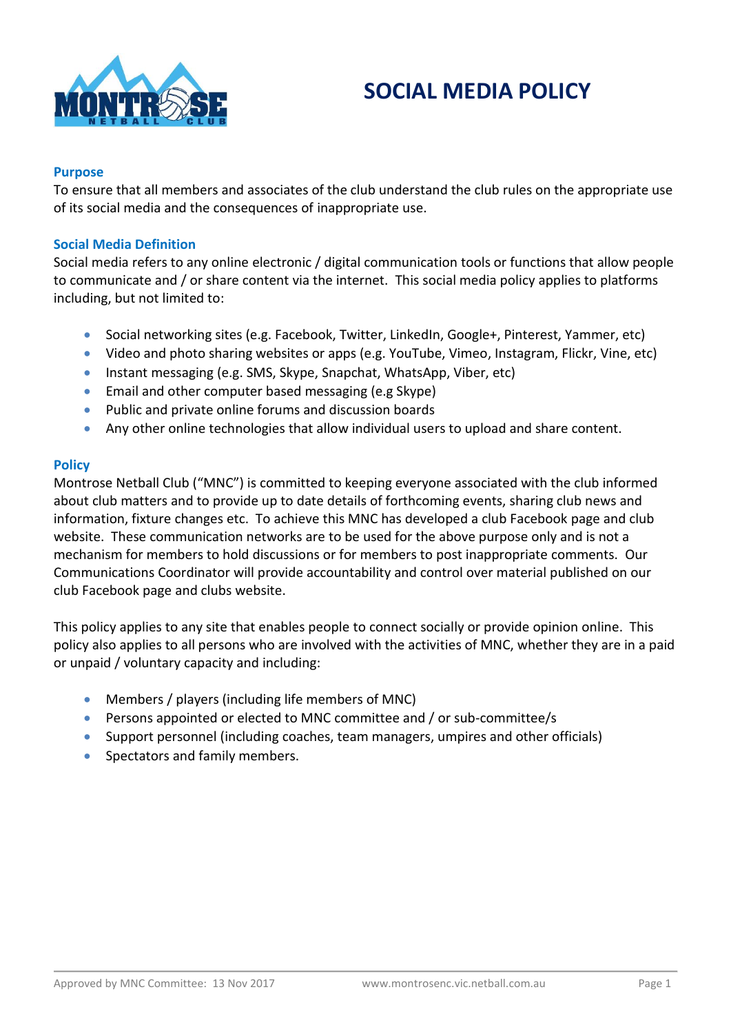# SOCIAL MEDIA POLICY

## Purpose

To ensure that all members and associates of the club understand the club rules on the appropriate use of its social media and the consequences of inappropriate use.

## Social Media Definition

Social media refers to any online electronic / digital communication tools or functions that allow people to communicate and / or share content via the internet. This social media policy applies to platforms including, but not limited to:

- Social networking sites (e.g. Facebook, Twitter, LinkedIn, Google+, Pinterest, Yammer, etc)
- Video and photo sharing websites or apps (e.g. YouTube, Vimeo, Instagram, Flickr, Vine, etc)
- Instant messaging (e.g. SMS, Skype, Snapchat, WhatsApp, Viber, etc)
- Email and other computer based messaging (e.g Skype)
- Public and private online forums and discussion boards
- Any other online technologies that allow individual users to upload and share content.

## Policy

Montrose Netball Club ("MNC") is committed to keeping everyone associated with the club informed about club matters and to provide up to date details of forthcoming events, sharing club news and information, fixture changes etc. To achieve this MNC has developed a club Facebook page and club website. These communication networks are to be used for the above purpose only and is not a mechanism for members to hold discussions or for members to post inappropriate comments. Our Communications Coordinator will provide accountability and control over material published on our club Facebook page and clubs website.

This policy applies to any site that enables people to connect socially or provide opinion online. This policy also applies to all persons who are involved with the activities of MNC, whether they are in a paid or unpaid / voluntary capacity and including:

- Members / players (including life members of MNC)
- Persons appointed or elected to MNC committee and / or sub-committee/s
- Support personnel (including coaches, team managers, umpires and other officials)
- Spectators and family members.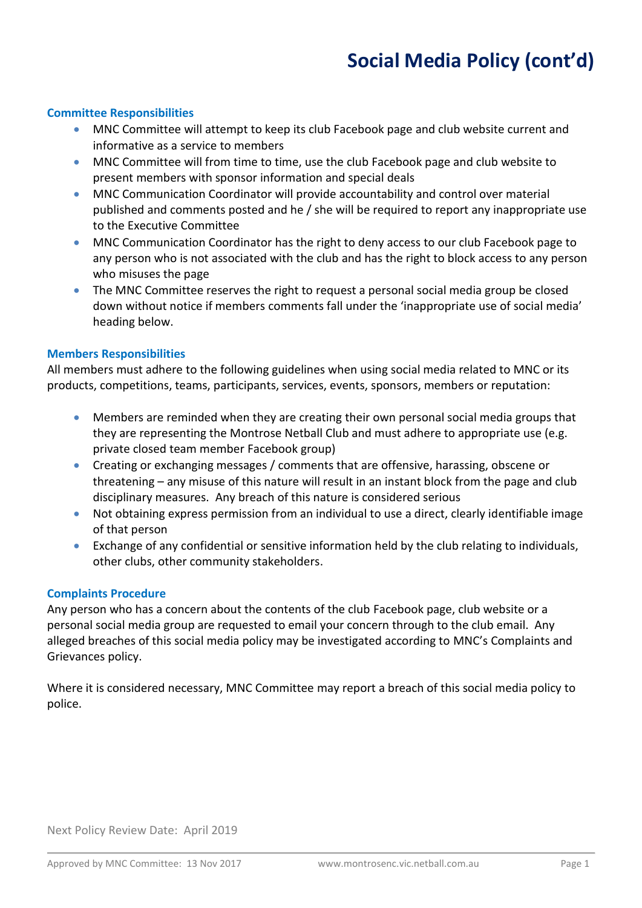# Social Media Policy (cont'd)

### Committee Responsibilities

- MNC Committee will attempt to keep its club Facebook page and club website current and informative as a service to members
- MNC Committee will from time to time, use the club Facebook page and club website to present members with sponsor information and special deals
- MNC Communication Coordinator will provide accountability and control over material published and comments posted and he / she will be required to report any inappropriate use to the Executive Committee
- MNC Communication Coordinator has the right to deny access to our club Facebook page to any person who is not associated with the club and has the right to block access to any person who misuses the page
- The MNC Committee reserves the right to request a personal social media group be closed down without notice if members comments fall under the 'inappropriate use of social media' heading below.

### Members Responsibilities

All members must adhere to the following guidelines when using social media related to MNC or its products, competitions, teams, participants, services, events, sponsors, members or reputation:

- Members are reminded when they are creating their own personal social media groups that they are representing the Montrose Netball Club and must adhere to appropriate use (e.g. private closed team member Facebook group)
- Creating or exchanging messages / comments that are offensive, harassing, obscene or threatening – any misuse of this nature will result in an instant block from the page and club disciplinary measures. Any breach of this nature is considered serious
- Not obtaining express permission from an individual to use a direct, clearly identifiable image of that person
- Exchange of any confidential or sensitive information held by the club relating to individuals, other clubs, other community stakeholders.

### Complaints Procedure

Any person who has a concern about the contents of the club Facebook page, club website or a personal social media group are requested to email your concern through to the club email. Any alleged breaches of this social media policy may be investigated according to MNC's Complaints and Grievances policy.

Where it is considered necessary, MNC Committee may report a breach of this social media policy to police.

Next Policy Review Date: April 2019

Approved by MNC Committee: 13 Nov 2017 www.montrosenc.vic.netball.com.au